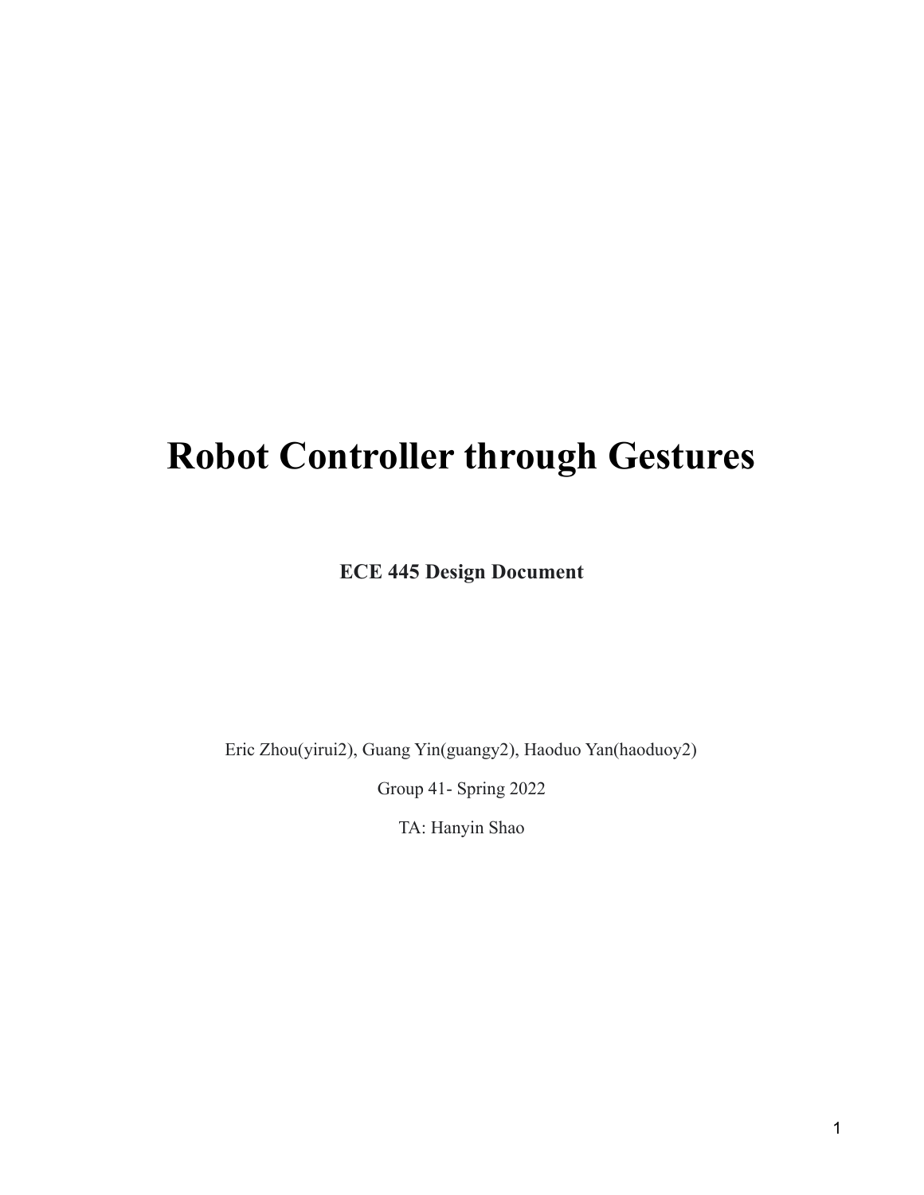# Robot Controller through Gestures

**ECE 445 Design Document**

Eric Zhou(yirui2), Guang Yin(guangy2), Haoduo Yan(haoduoy2)

Group 41- Spring 2022

TA: Hanyin Shao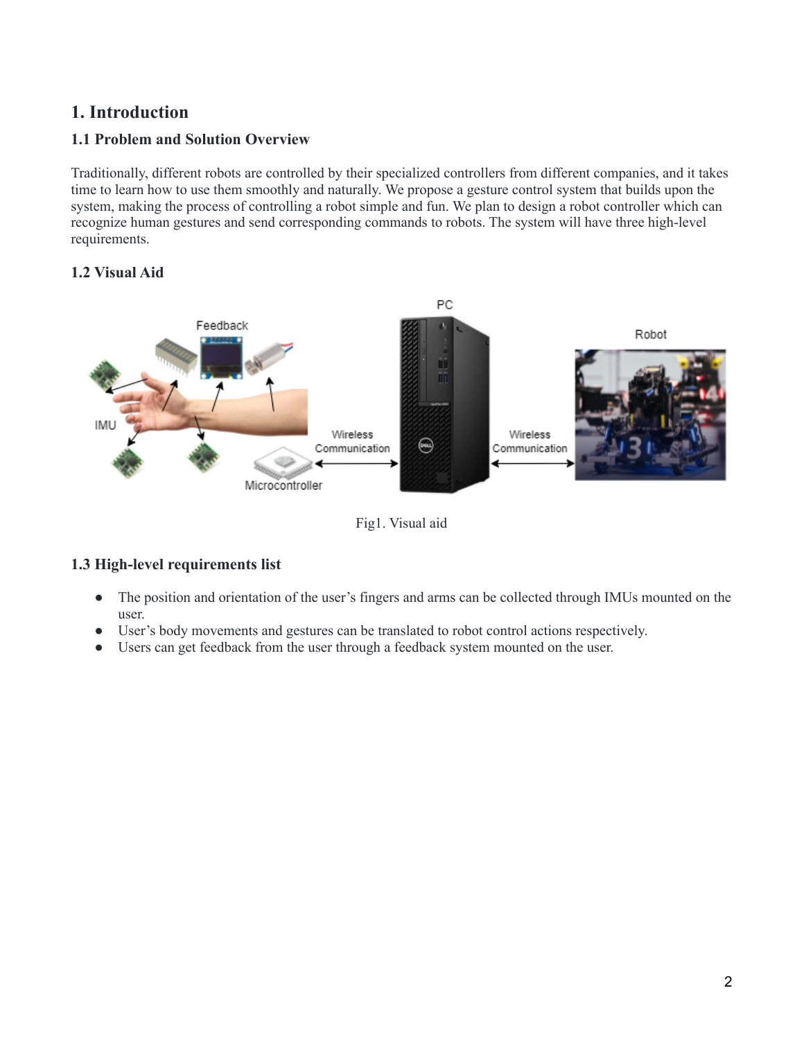# 1. Introduction

## 1.1 Problem and Solution Overview

Traditionally, different robots are controlled by their specialized controllers from different companies, and it takes time to learn how to use them smoothly and naturally. We propose a gesture control system that builds upon the system, making the process of controlling a robot simple and fun. We plan to design a robot controller which can recognize human gestures and send corresponding commands to robots. The system will have three high-level requirements.

## 1.2 Visual Aid

Fig1. Visual aid

## 1.3 High-level requirements list

- The position and orientation of the user's fingers and arms can be collected through IMUs mounted on the user.
- User's body movements and gestures can be translated to robot control actions respectively.
- Users can get feedback from the user through a feedback system mounted on the user.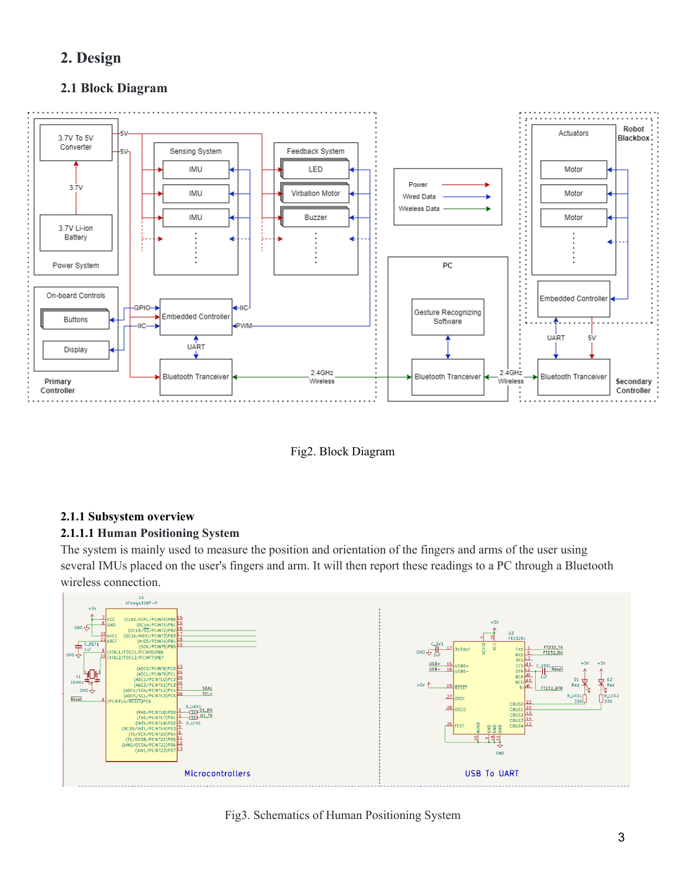# 2. Design

## 2.1 Block Diagram

Fig2. Block Diagram

### 2.1.1 Subsystem overview

#### 2.1.1.1 Human Positioning System

The system is mainly used to measure the position and orientation of the fingers and arms of the user using several IMUs placed on the user's fingers and arm. It will then report these readings to a PC through a Bluetooth wireless connection.

Fig3. Schematics of Human Positioning System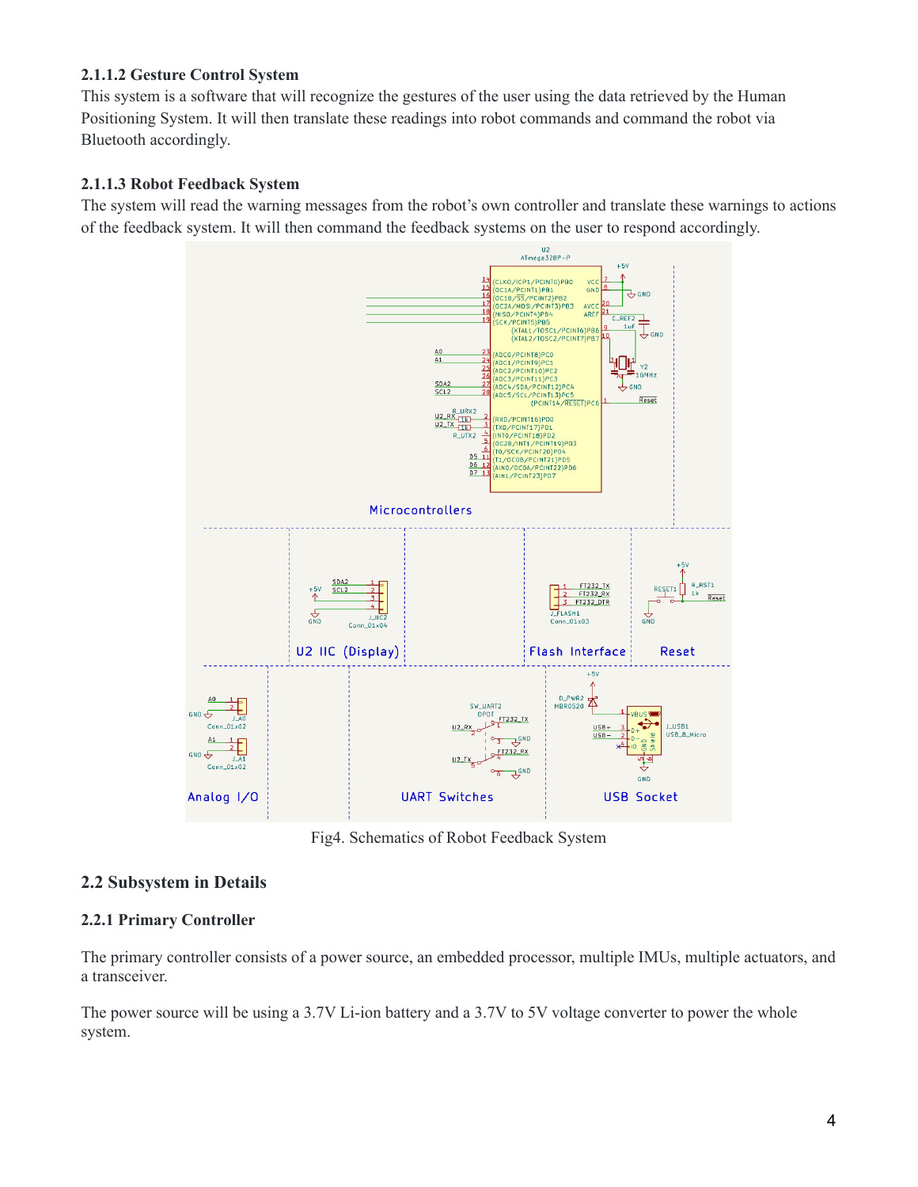#### 2.1.1.2 Gesture Control System

This system is a software that will recognize the gestures of the user using the data retrieved by the Human Positioning System. It will then translate these readings into robot commands and command the robot via Bluetooth accordingly.

#### 2.1.1.3 Robot Feedback System

The system will read the warning messages from the robot's own controller and translate these warnings to actions of the feedback system. It will then command the feedback systems on the user to respond accordingly.

Fig4. Schematics of Robot Feedback System

### 2.2 Subsystem in Details

#### 2.2.1 Primary Controller

The primary controller consists of a power source, an embedded processor, multiple IMUs, multiple actuators, and a transceiver.

The power source will be using a 3.7V Li-ion battery and a 3.7V to 5V voltage converter to power the whole system.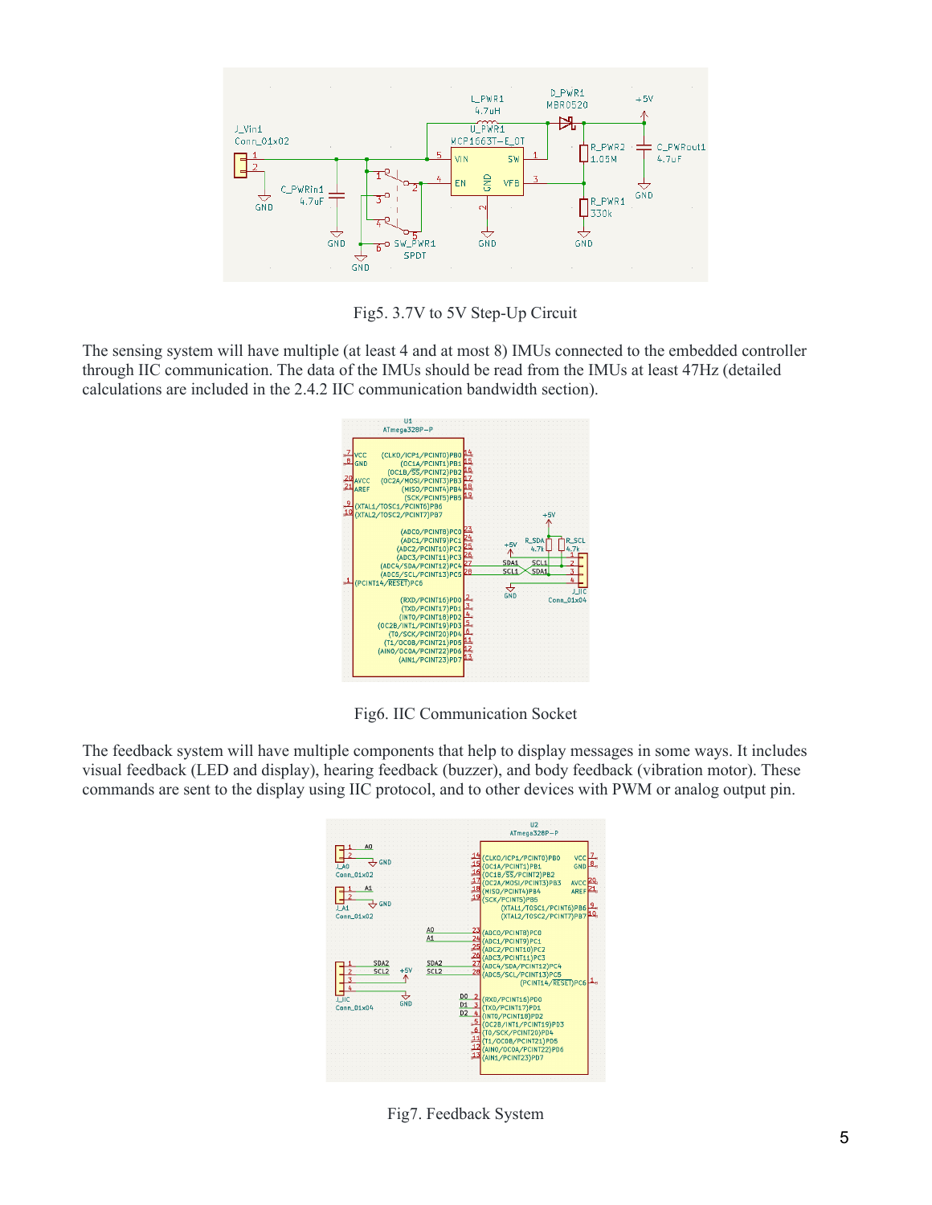Fig5. 3.7V to 5V Step-Up Circuit

The sensing system will have multiple (at least 4 and at most 8) IMUs connected to the embedded controller through IIC communication. The data of the IMUs should be read from the IMUs at least 47Hz (detailed calculations are included in the 2.4.2 IIC communication bandwidth section).

Fig6. IIC Communication Socket

The feedback system will have multiple components that help to display messages in some ways. It includes visual feedback (LED and display), hearing feedback (buzzer), and body feedback (vibration motor). These commands are sent to the display using IIC protocol, and to other devices with PWM or analog output pin.

Fig7. Feedback System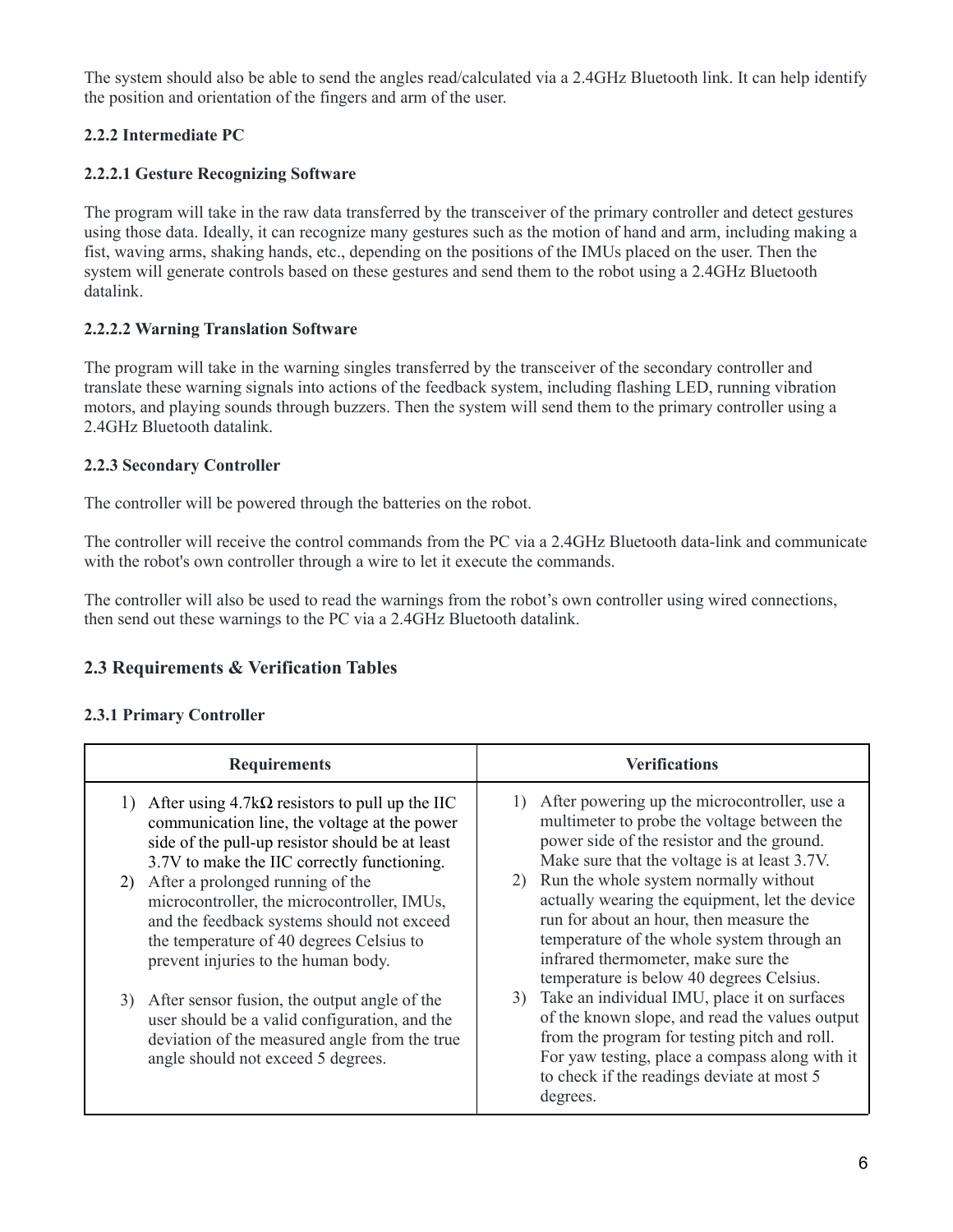The system should also be able to send the angles read/calculated via a 2.4GHz Bluetooth link. It can help identify the position and orientation of the fingers and arm of the user.

#### 2.2.2 Intermediate PC

##### 2.2.2.1 Gesture Recognizing Software

The program will take in the raw data transferred by the transceiver of the primary controller and detect gestures using those data. Ideally, it can recognize many gestures such as the motion of hand and arm, including making a fist, waving arms, shaking hands, etc., depending on the positions of the IMUs placed on the user. Then the system will generate controls based on these gestures and send them to the robot using a 2.4GHz Bluetooth datalink.

##### 2.2.2.2 Warning Translation Software

The program will take in the warning singles transferred by the transceiver of the secondary controller and translate these warning signals into actions of the feedback system, including flashing LED, running vibration motors, and playing sounds through buzzers. Then the system will send them to the primary controller using a 2.4GHz Bluetooth datalink.

#### 2.2.3 Secondary Controller

The controller will be powered through the batteries on the robot.

The controller will receive the control commands from the PC via a 2.4GHz Bluetooth data-link and communicate with the robot's own controller through a wire to let it execute the commands.

The controller will also be used to read the warnings from the robot's own controller using wired connections, then send out these warnings to the PC via a 2.4GHz Bluetooth datalink.

### 2.3 Requirements & Verification Tables

#### 2.3.1 Primary Controller

| Requirements | Verifications |
| --- | --- |
| 1) After using 4.7kΩ resistors to pull up the IIC communication line, the voltage at the power side of the pull-up resistor should be at least 3.7V to make the IIC correctly functioning.<br>2) After a prolonged running of the microcontroller, the microcontroller, IMUs, and the feedback systems should not exceed the temperature of 40 degrees Celsius to prevent injuries to the human body.<br>3) After sensor fusion, the output angle of the user should be a valid configuration, and the deviation of the measured angle from the true angle should not exceed 5 degrees. | 1) After powering up the microcontroller, use a multimeter to probe the voltage between the power side of the resistor and the ground. Make sure that the voltage is at least 3.7V.<br>2) Run the whole system normally without actually wearing the equipment, let the device run for about an hour, then measure the temperature of the whole system through an infrared thermometer, make sure the temperature is below 40 degrees Celsius.<br>3) Take an individual IMU, place it on surfaces of the known slope, and read the values output from the program for testing pitch and roll. For yaw testing, place a compass along with it to check if the readings deviate at most 5 degrees. |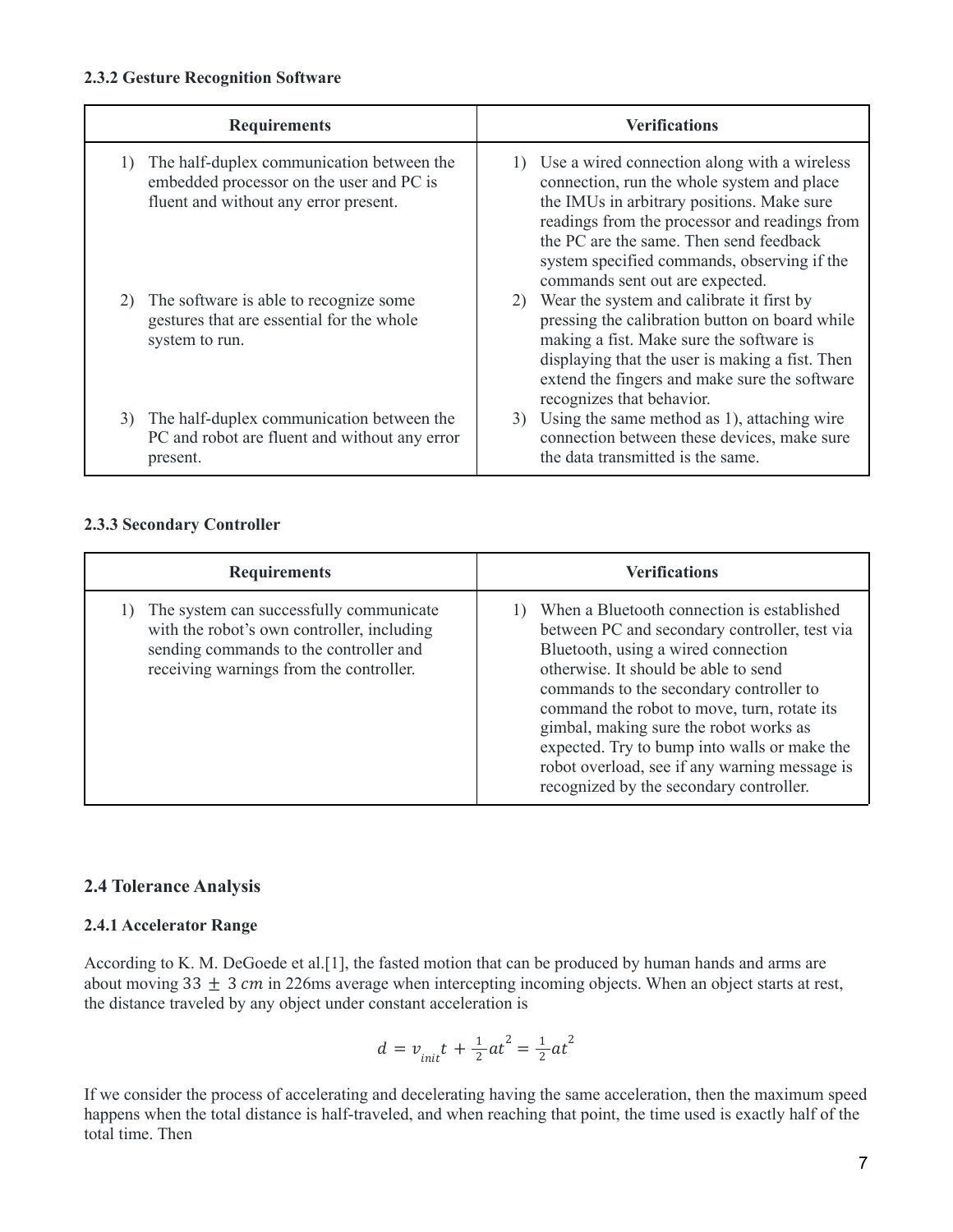#### 2.3.2 Gesture Recognition Software

| Requirements | Verifications |
|---|---|
| 1) The half-duplex communication between the embedded processor on the user and PC is fluent and without any error present. | 1) Use a wired connection along with a wireless connection, run the whole system and place the IMUs in arbitrary positions. Make sure readings from the processor and readings from the PC are the same. Then send feedback system specified commands, observing if the commands sent out are expected. |
| 2) The software is able to recognize some gestures that are essential for the whole system to run. | 2) Wear the system and calibrate it first by pressing the calibration button on board while making a fist. Make sure the software is displaying that the user is making a fist. Then extend the fingers and make sure the software recognizes that behavior. |
| 3) The half-duplex communication between the PC and robot are fluent and without any error present. | 3) Using the same method as 1), attaching wire connection between these devices, make sure the data transmitted is the same. |

#### 2.3.3 Secondary Controller

| Requirements | Verifications |
|---|---|
| 1) The system can successfully communicate with the robot's own controller, including sending commands to the controller and receiving warnings from the controller. | 1) When a Bluetooth connection is established between PC and secondary controller, test via Bluetooth, using a wired connection otherwise. It should be able to send commands to the secondary controller to command the robot to move, turn, rotate its gimbal, making sure the robot works as expected. Try to bump into walls or make the robot overload, see if any warning message is recognized by the secondary controller. |

### 2.4 Tolerance Analysis

#### 2.4.1 Accelerator Range

According to K. M. DeGoede et al.[1], the fasted motion that can be produced by human hands and arms are about moving $33 \pm 3\ cm$ in 226ms average when intercepting incoming objects. When an object starts at rest, the distance traveled by any object under constant acceleration is

$$d = v_{init}t + \frac{1}{2}at^2 = \frac{1}{2}at^2$$

If we consider the process of accelerating and decelerating having the same acceleration, then the maximum speed happens when the total distance is half-traveled, and when reaching that point, the time used is exactly half of the total time. Then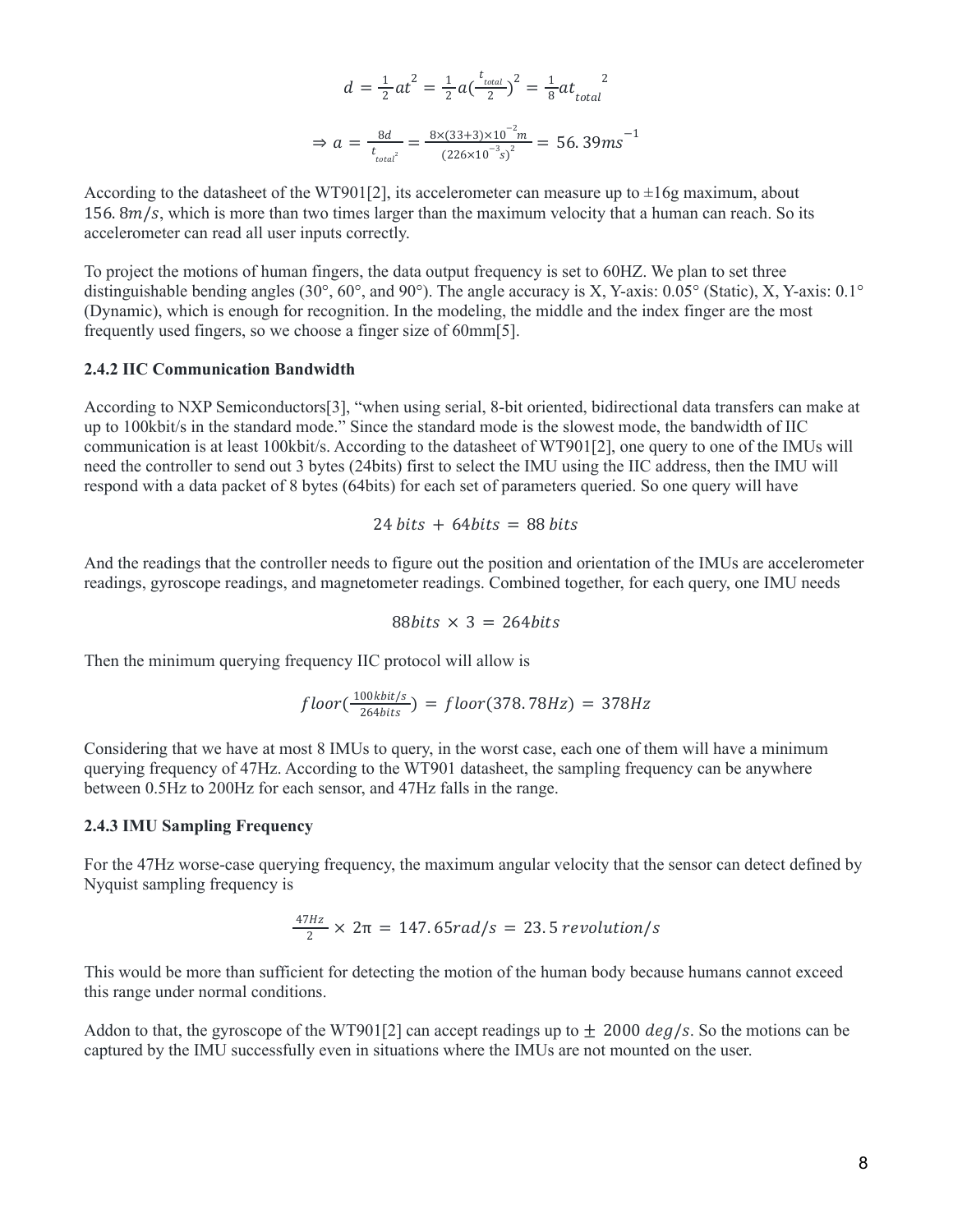$$d = \frac{1}{2}at^2 = \frac{1}{2}a(\frac{t_{total}}{2})^2 = \frac{1}{8}at_{total}^{\ \ 2}$$

$$\Rightarrow a = \frac{8d}{t_{total}^2} = \frac{8\times(33+3)\times10^{-2}m}{(226\times10^{-3}s)^2} = 56.39ms^{-1}$$

According to the datasheet of the WT901[2], its accelerometer can measure up to ±16g maximum, about $156.8m/s$, which is more than two times larger than the maximum velocity that a human can reach. So its accelerometer can read all user inputs correctly.

To project the motions of human fingers, the data output frequency is set to 60HZ. We plan to set three distinguishable bending angles (30°, 60°, and 90°). The angle accuracy is X, Y-axis: 0.05° (Static), X, Y-axis: 0.1° (Dynamic), which is enough for recognition. In the modeling, the middle and the index finger are the most frequently used fingers, so we choose a finger size of 60mm[5].

**2.4.2 IIC Communication Bandwidth**

According to NXP Semiconductors[3], "when using serial, 8-bit oriented, bidirectional data transfers can make at up to 100kbit/s in the standard mode." Since the standard mode is the slowest mode, the bandwidth of IIC communication is at least 100kbit/s. According to the datasheet of WT901[2], one query to one of the IMUs will need the controller to send out 3 bytes (24bits) first to select the IMU using the IIC address, then the IMU will respond with a data packet of 8 bytes (64bits) for each set of parameters queried. So one query will have

$$24\ bits\ +\ 64bits\ =\ 88\ bits$$

And the readings that the controller needs to figure out the position and orientation of the IMUs are accelerometer readings, gyroscope readings, and magnetometer readings. Combined together, for each query, one IMU needs

$$88bits \times 3 = 264bits$$

Then the minimum querying frequency IIC protocol will allow is

$$floor(\frac{100kbit/s}{264bits}) = floor(378.78Hz) = 378Hz$$

Considering that we have at most 8 IMUs to query, in the worst case, each one of them will have a minimum querying frequency of 47Hz. According to the WT901 datasheet, the sampling frequency can be anywhere between 0.5Hz to 200Hz for each sensor, and 47Hz falls in the range.

**2.4.3 IMU Sampling Frequency**

For the 47Hz worse-case querying frequency, the maximum angular velocity that the sensor can detect defined by Nyquist sampling frequency is

$$\frac{47Hz}{2} \times 2\pi = 147.65rad/s = 23.5\ revolution/s$$

This would be more than sufficient for detecting the motion of the human body because humans cannot exceed this range under normal conditions.

Addon to that, the gyroscope of the WT901[2] can accept readings up to $\pm\ 2000\ deg/s$. So the motions can be captured by the IMU successfully even in situations where the IMUs are not mounted on the user.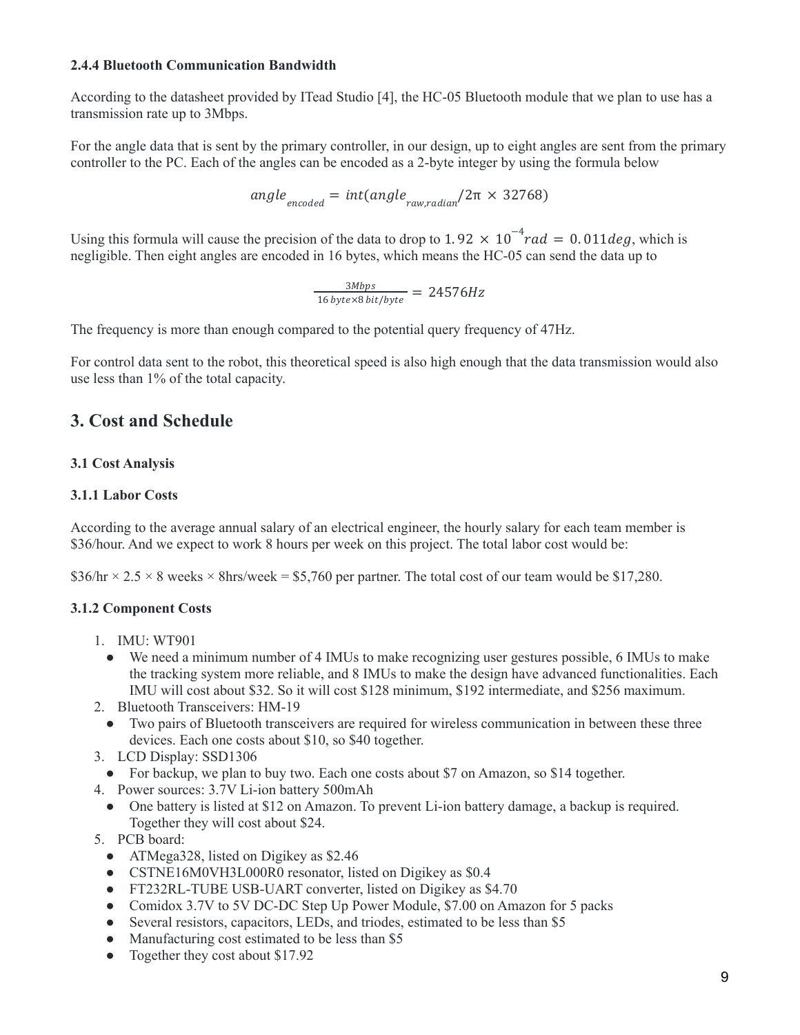#### 2.4.4 Bluetooth Communication Bandwidth

According to the datasheet provided by ITead Studio [4], the HC-05 Bluetooth module that we plan to use has a transmission rate up to 3Mbps.

For the angle data that is sent by the primary controller, in our design, up to eight angles are sent from the primary controller to the PC. Each of the angles can be encoded as a 2-byte integer by using the formula below

$$angle_{encoded} = int(angle_{raw,radian}/2\pi \times 32768)$$

Using this formula will cause the precision of the data to drop to $1.92 \times 10^{-4} rad = 0.011 deg$, which is negligible. Then eight angles are encoded in 16 bytes, which means the HC-05 can send the data up to

$$\frac{3Mbps}{16\,byte \times 8\,bit/byte} = 24576Hz$$

The frequency is more than enough compared to the potential query frequency of 47Hz.

For control data sent to the robot, this theoretical speed is also high enough that the data transmission would also use less than 1% of the total capacity.

## 3. Cost and Schedule

#### 3.1 Cost Analysis

#### 3.1.1 Labor Costs

According to the average annual salary of an electrical engineer, the hourly salary for each team member is $36/hour. And we expect to work 8 hours per week on this project. The total labor cost would be:

$36/hr × 2.5 × 8 weeks × 8hrs/week = $5,760 per partner. The total cost of our team would be $17,280.

#### 3.1.2 Component Costs

1. IMU: WT901
   - We need a minimum number of 4 IMUs to make recognizing user gestures possible, 6 IMUs to make the tracking system more reliable, and 8 IMUs to make the design have advanced functionalities. Each IMU will cost about $32. So it will cost $128 minimum, $192 intermediate, and $256 maximum.
2. Bluetooth Transceivers: HM-19
   - Two pairs of Bluetooth transceivers are required for wireless communication in between these three devices. Each one costs about $10, so $40 together.
3. LCD Display: SSD1306
   - For backup, we plan to buy two. Each one costs about $7 on Amazon, so $14 together.
4. Power sources: 3.7V Li-ion battery 500mAh
   - One battery is listed at $12 on Amazon. To prevent Li-ion battery damage, a backup is required. Together they will cost about $24.
5. PCB board:
   - ATMega328, listed on Digikey as $2.46
   - CSTNE16M0VH3L000R0 resonator, listed on Digikey as $0.4
   - FT232RL-TUBE USB-UART converter, listed on Digikey as $4.70
   - Comidox 3.7V to 5V DC-DC Step Up Power Module, $7.00 on Amazon for 5 packs
   - Several resistors, capacitors, LEDs, and triodes, estimated to be less than $5
   - Manufacturing cost estimated to be less than $5
   - Together they cost about $17.92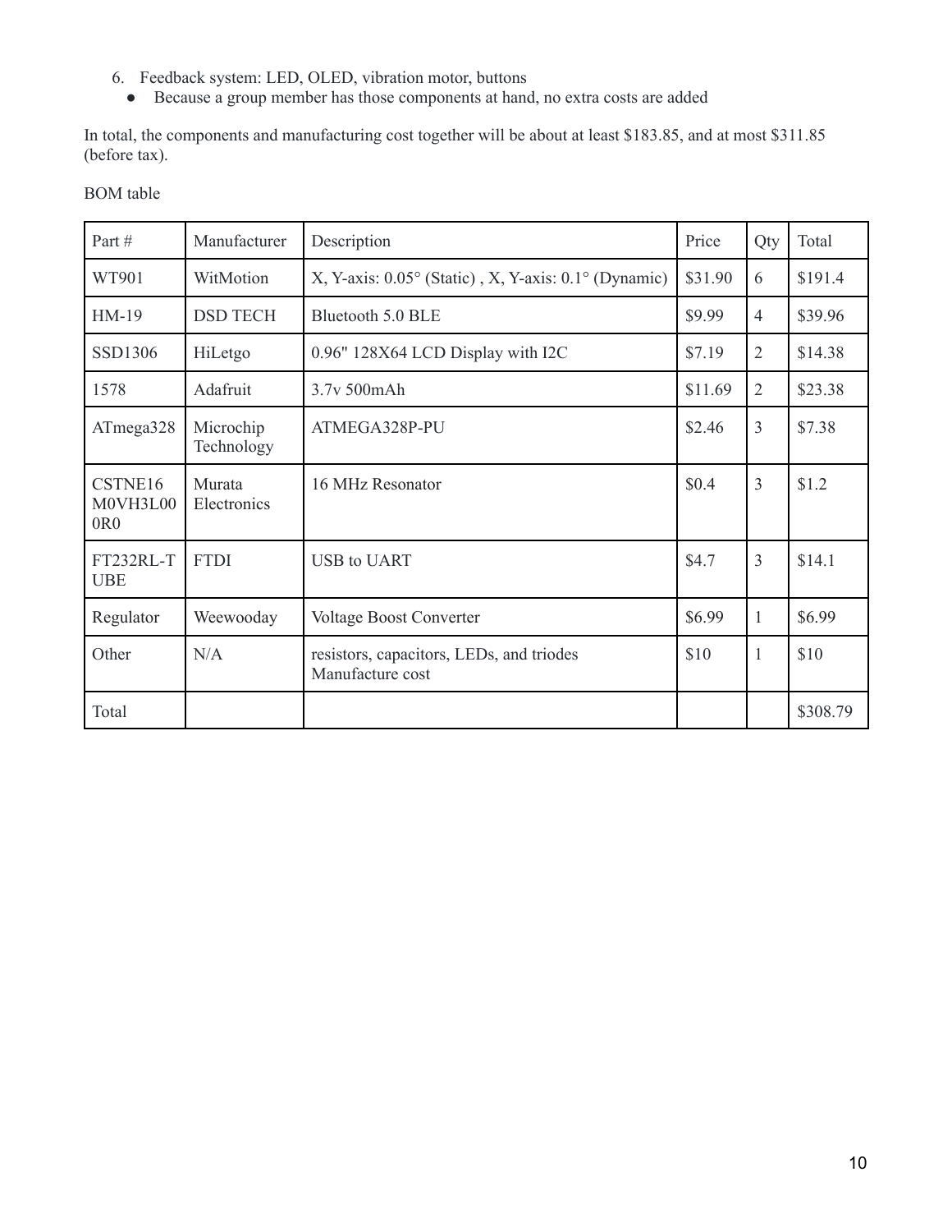6. Feedback system: LED, OLED, vibration motor, buttons
   - Because a group member has those components at hand, no extra costs are added

In total, the components and manufacturing cost together will be about at least \$183.85, and at most \$311.85 (before tax).

BOM table

| Part # | Manufacturer | Description | Price | Qty | Total |
|---|---|---|---|---|---|
| WT901 | WitMotion | X, Y-axis: 0.05° (Static) , X, Y-axis: 0.1° (Dynamic) | \$31.90 | 6 | \$191.4 |
| HM-19 | DSD TECH | Bluetooth 5.0 BLE | \$9.99 | 4 | \$39.96 |
| SSD1306 | HiLetgo | 0.96" 128X64 LCD Display with I2C | \$7.19 | 2 | \$14.38 |
| 1578 | Adafruit | 3.7v 500mAh | \$11.69 | 2 | \$23.38 |
| ATmega328 | Microchip Technology | ATMEGA328P-PU | \$2.46 | 3 | \$7.38 |
| CSTNE16M0VH3L000R0 | Murata Electronics | 16 MHz Resonator | \$0.4 | 3 | \$1.2 |
| FT232RL-TUBE | FTDI | USB to UART | \$4.7 | 3 | \$14.1 |
| Regulator | Weewooday | Voltage Boost Converter | \$6.99 | 1 | \$6.99 |
| Other | N/A | resistors, capacitors, LEDs, and triodes Manufacture cost | \$10 | 1 | \$10 |
| Total | | | | | \$308.79 |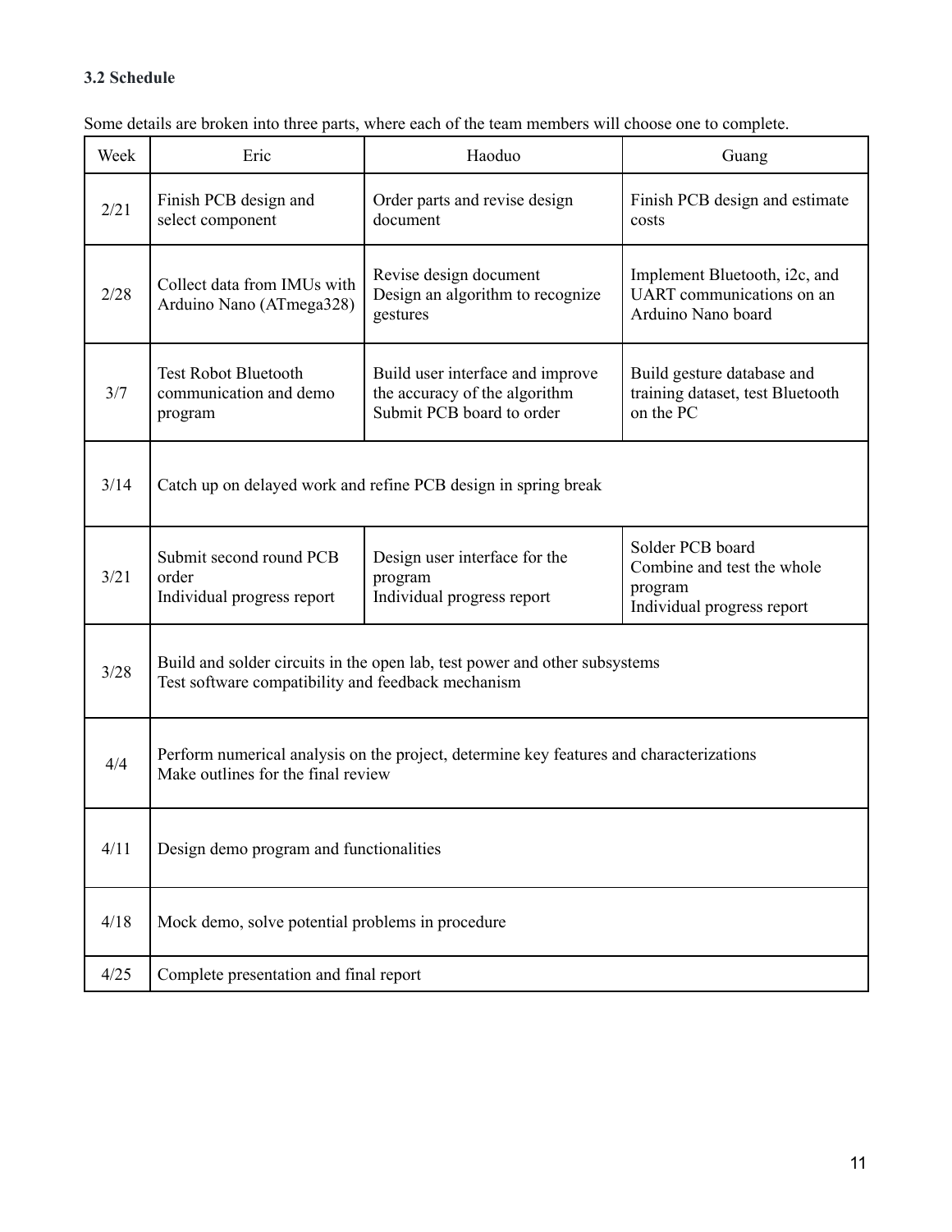### 3.2 Schedule

Some details are broken into three parts, where each of the team members will choose one to complete.

| Week | Eric | Haoduo | Guang |
|---|---|---|---|
| 2/21 | Finish PCB design and select component | Order parts and revise design document | Finish PCB design and estimate costs |
| 2/28 | Collect data from IMUs with Arduino Nano (ATmega328) | Revise design document<br>Design an algorithm to recognize gestures | Implement Bluetooth, i2c, and UART communications on an Arduino Nano board |
| 3/7 | Test Robot Bluetooth communication and demo program | Build user interface and improve the accuracy of the algorithm<br>Submit PCB board to order | Build gesture database and training dataset, test Bluetooth on the PC |
| 3/14 | Catch up on delayed work and refine PCB design in spring break | | |
| 3/21 | Submit second round PCB order<br>Individual progress report | Design user interface for the program<br>Individual progress report | Solder PCB board<br>Combine and test the whole program<br>Individual progress report |
| 3/28 | Build and solder circuits in the open lab, test power and other subsystems<br>Test software compatibility and feedback mechanism | | |
| 4/4 | Perform numerical analysis on the project, determine key features and characterizations<br>Make outlines for the final review | | |
| 4/11 | Design demo program and functionalities | | |
| 4/18 | Mock demo, solve potential problems in procedure | | |
| 4/25 | Complete presentation and final report | | |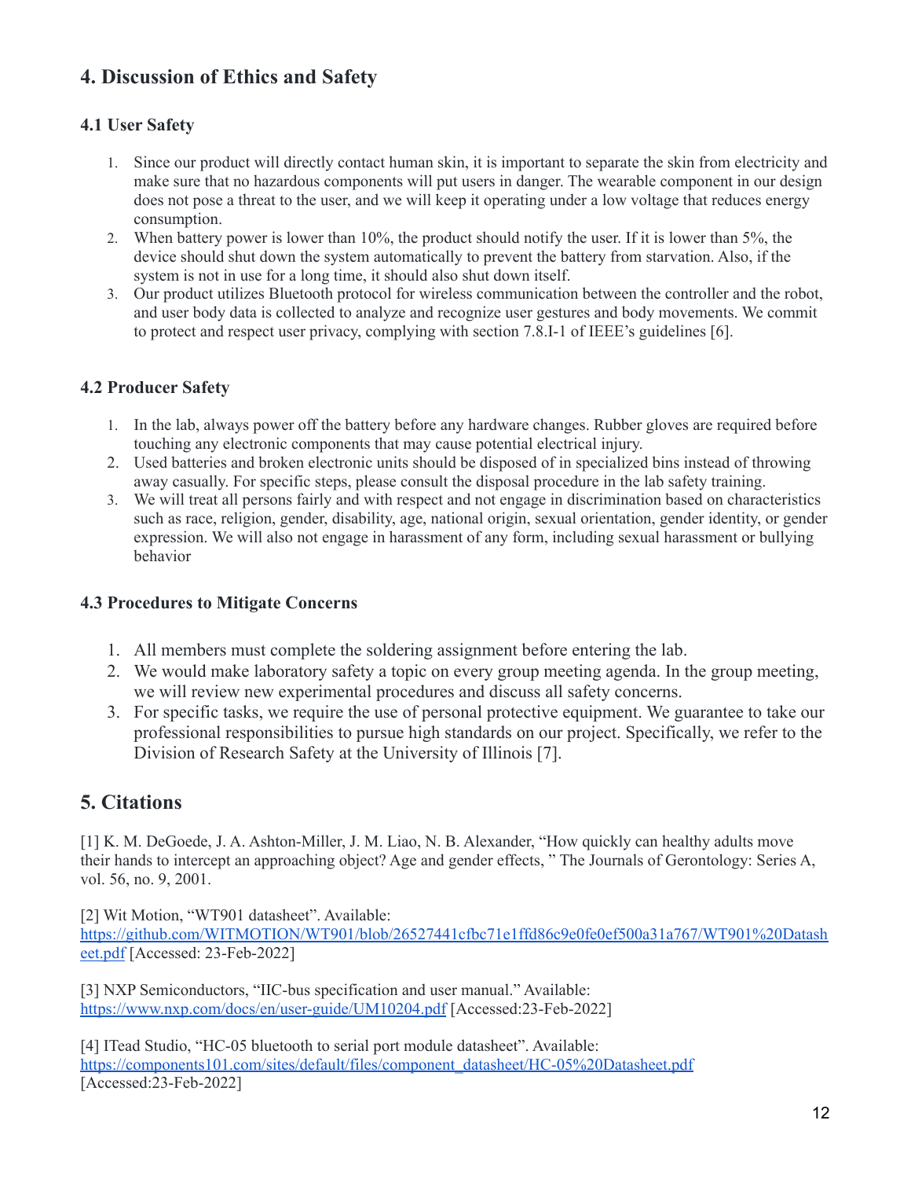## 4. Discussion of Ethics and Safety

### 4.1 User Safety

1. Since our product will directly contact human skin, it is important to separate the skin from electricity and make sure that no hazardous components will put users in danger. The wearable component in our design does not pose a threat to the user, and we will keep it operating under a low voltage that reduces energy consumption.
2. When battery power is lower than 10%, the product should notify the user. If it is lower than 5%, the device should shut down the system automatically to prevent the battery from starvation. Also, if the system is not in use for a long time, it should also shut down itself.
3. Our product utilizes Bluetooth protocol for wireless communication between the controller and the robot, and user body data is collected to analyze and recognize user gestures and body movements. We commit to protect and respect user privacy, complying with section 7.8.I-1 of IEEE's guidelines [6].

### 4.2 Producer Safety

1. In the lab, always power off the battery before any hardware changes. Rubber gloves are required before touching any electronic components that may cause potential electrical injury.
2. Used batteries and broken electronic units should be disposed of in specialized bins instead of throwing away casually. For specific steps, please consult the disposal procedure in the lab safety training.
3. We will treat all persons fairly and with respect and not engage in discrimination based on characteristics such as race, religion, gender, disability, age, national origin, sexual orientation, gender identity, or gender expression. We will also not engage in harassment of any form, including sexual harassment or bullying behavior

### 4.3 Procedures to Mitigate Concerns

1. All members must complete the soldering assignment before entering the lab.
2. We would make laboratory safety a topic on every group meeting agenda. In the group meeting, we will review new experimental procedures and discuss all safety concerns.
3. For specific tasks, we require the use of personal protective equipment. We guarantee to take our professional responsibilities to pursue high standards on our project. Specifically, we refer to the Division of Research Safety at the University of Illinois [7].

## 5. Citations

[1] K. M. DeGoede, J. A. Ashton-Miller, J. M. Liao, N. B. Alexander, "How quickly can healthy adults move their hands to intercept an approaching object? Age and gender effects, " The Journals of Gerontology: Series A, vol. 56, no. 9, 2001.

[2] Wit Motion, "WT901 datasheet". Available: https://github.com/WITMOTION/WT901/blob/26527441cfbc71e1ffd86c9e0fe0ef500a31a767/WT901%20Datasheet.pdf [Accessed: 23-Feb-2022]

[3] NXP Semiconductors, "IIC-bus specification and user manual." Available: https://www.nxp.com/docs/en/user-guide/UM10204.pdf [Accessed:23-Feb-2022]

[4] ITead Studio, "HC-05 bluetooth to serial port module datasheet". Available: https://components101.com/sites/default/files/component_datasheet/HC-05%20Datasheet.pdf [Accessed:23-Feb-2022]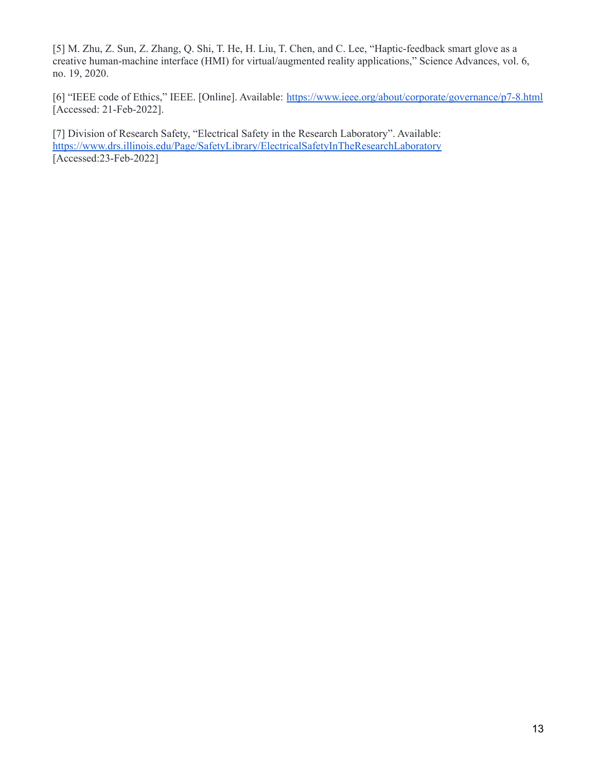[5] M. Zhu, Z. Sun, Z. Zhang, Q. Shi, T. He, H. Liu, T. Chen, and C. Lee, "Haptic-feedback smart glove as a creative human-machine interface (HMI) for virtual/augmented reality applications," Science Advances, vol. 6, no. 19, 2020.

[6] "IEEE code of Ethics," IEEE. [Online]. Available: https://www.ieee.org/about/corporate/governance/p7-8.html [Accessed: 21-Feb-2022].

[7] Division of Research Safety, "Electrical Safety in the Research Laboratory". Available: https://www.drs.illinois.edu/Page/SafetyLibrary/ElectricalSafetyInTheResearchLaboratory [Accessed:23-Feb-2022]